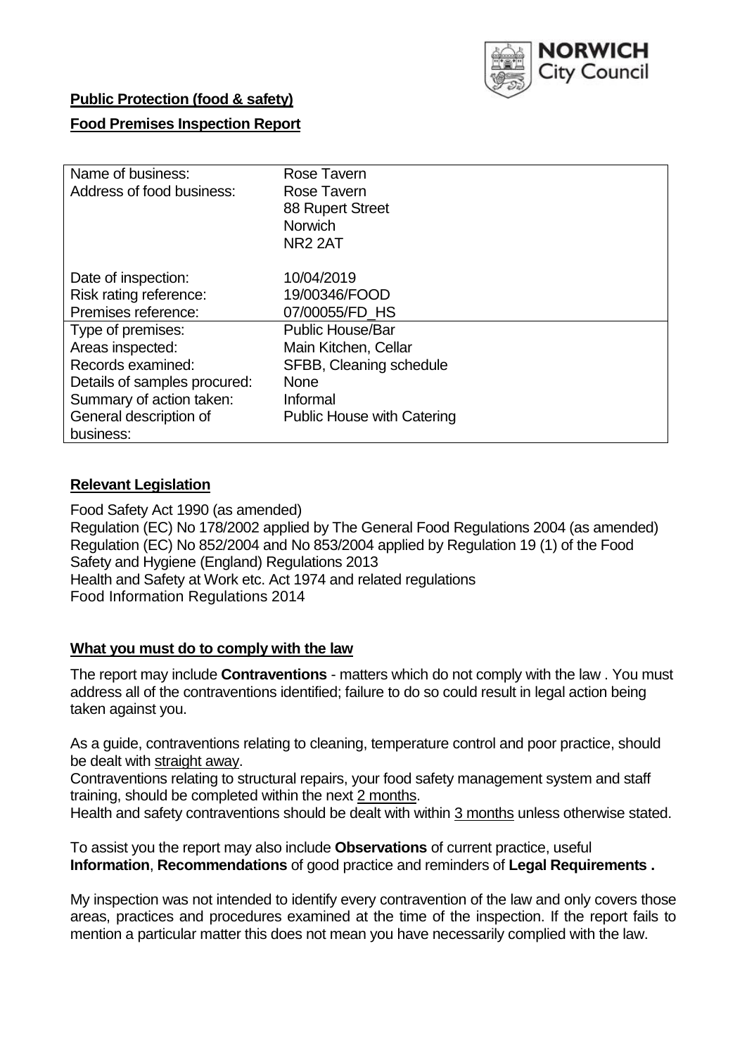NORWICH City Council

**Public Protection (food & safety)**

**Food Premises Inspection Report**

| | |
|---|---|
| Name of business: | Rose Tavern |
| Address of food business: | Rose Tavern<br>88 Rupert Street<br>Norwich<br>NR2 2AT |
| Date of inspection: | 10/04/2019 |
| Risk rating reference: | 19/00346/FOOD |
| Premises reference: | 07/00055/FD_HS |
| Type of premises: | Public House/Bar |
| Areas inspected: | Main Kitchen, Cellar |
| Records examined: | SFBB, Cleaning schedule |
| Details of samples procured: | None |
| Summary of action taken: | Informal |
| General description of business: | Public House with Catering |

## Relevant Legislation

Food Safety Act 1990 (as amended)
Regulation (EC) No 178/2002 applied by The General Food Regulations 2004 (as amended)
Regulation (EC) No 852/2004 and No 853/2004 applied by Regulation 19 (1) of the Food Safety and Hygiene (England) Regulations 2013
Health and Safety at Work etc. Act 1974 and related regulations
Food Information Regulations 2014

## What you must do to comply with the law

The report may include **Contraventions** - matters which do not comply with the law . You must address all of the contraventions identified; failure to do so could result in legal action being taken against you.

As a guide, contraventions relating to cleaning, temperature control and poor practice, should be dealt with straight away.

Contraventions relating to structural repairs, your food safety management system and staff training, should be completed within the next 2 months.

Health and safety contraventions should be dealt with within 3 months unless otherwise stated.

To assist you the report may also include **Observations** of current practice, useful **Information**, **Recommendations** of good practice and reminders of **Legal Requirements .**

My inspection was not intended to identify every contravention of the law and only covers those areas, practices and procedures examined at the time of the inspection. If the report fails to mention a particular matter this does not mean you have necessarily complied with the law.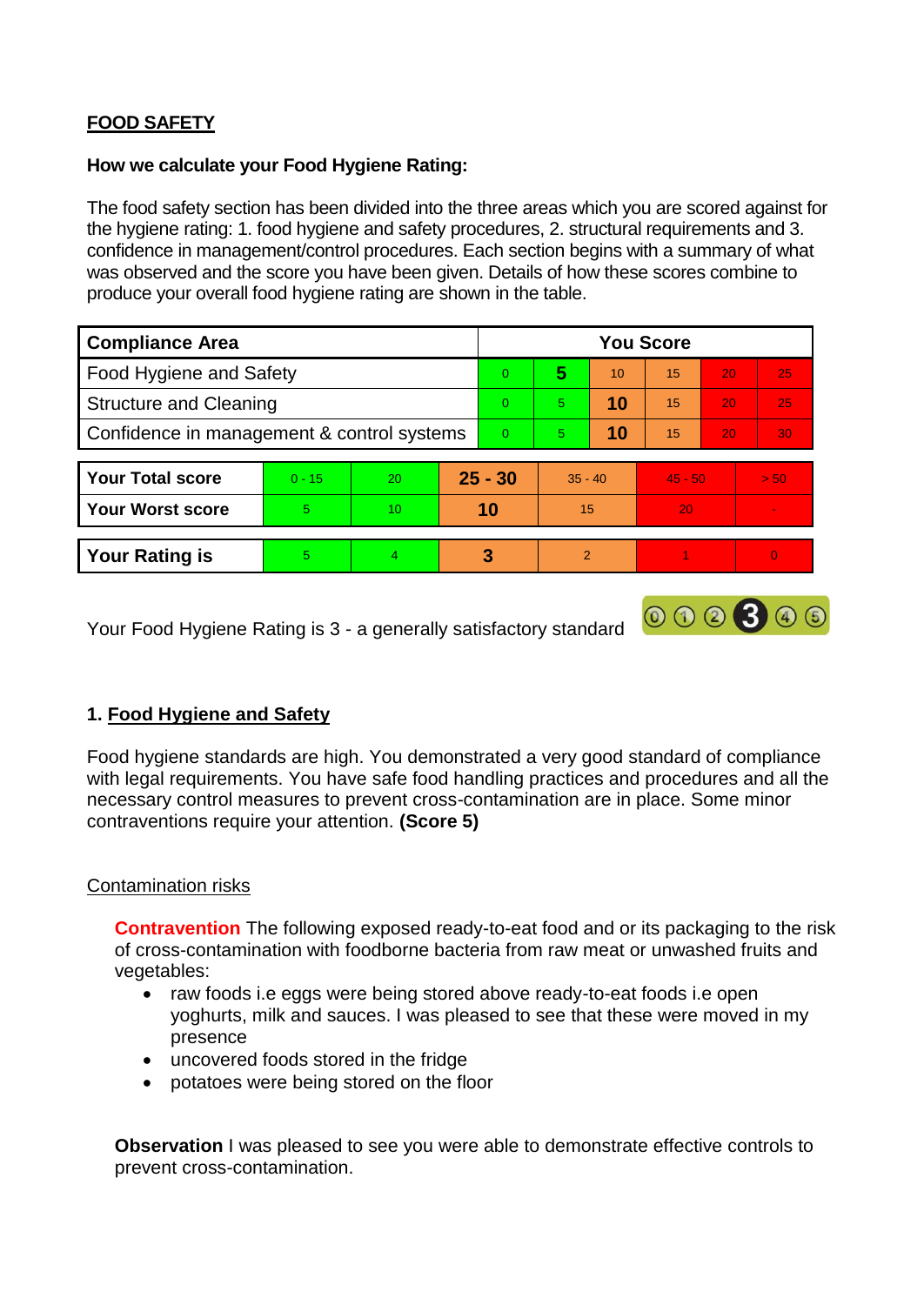## FOOD SAFETY

**How we calculate your Food Hygiene Rating:**

The food safety section has been divided into the three areas which you are scored against for the hygiene rating: 1. food hygiene and safety procedures, 2. structural requirements and 3. confidence in management/control procedures. Each section begins with a summary of what was observed and the score you have been given. Details of how these scores combine to produce your overall food hygiene rating are shown in the table.

| Compliance Area | You Score | | | | | |
|---|---|---|---|---|---|---|
| Food Hygiene and Safety | 0 | **5** | 10 | 15 | 20 | 25 |
| Structure and Cleaning | 0 | 5 | **10** | 15 | 20 | 25 |
| Confidence in management & control systems | 0 | 5 | **10** | 15 | 20 | 30 |

| | | | | | | |
|---|---|---|---|---|---|---|
| **Your Total score** | 0 - 15 | 20 | **25 - 30** | 35 - 40 | 45 - 50 | > 50 |
| **Your Worst score** | 5 | 10 | **10** | 15 | 20 | - |

| | | | | | | |
|---|---|---|---|---|---|---|
| **Your Rating is** | 5 | 4 | **3** | 2 | 1 | 0 |

Your Food Hygiene Rating is 3 - a generally satisfactory standard

### 1. Food Hygiene and Safety

Food hygiene standards are high. You demonstrated a very good standard of compliance with legal requirements. You have safe food handling practices and procedures and all the necessary control measures to prevent cross-contamination are in place. Some minor contraventions require your attention. **(Score 5)**

Contamination risks

**Contravention** The following exposed ready-to-eat food and or its packaging to the risk of cross-contamination with foodborne bacteria from raw meat or unwashed fruits and vegetables:

- raw foods i.e eggs were being stored above ready-to-eat foods i.e open yoghurts, milk and sauces. I was pleased to see that these were moved in my presence
- uncovered foods stored in the fridge
- potatoes were being stored on the floor

**Observation** I was pleased to see you were able to demonstrate effective controls to prevent cross-contamination.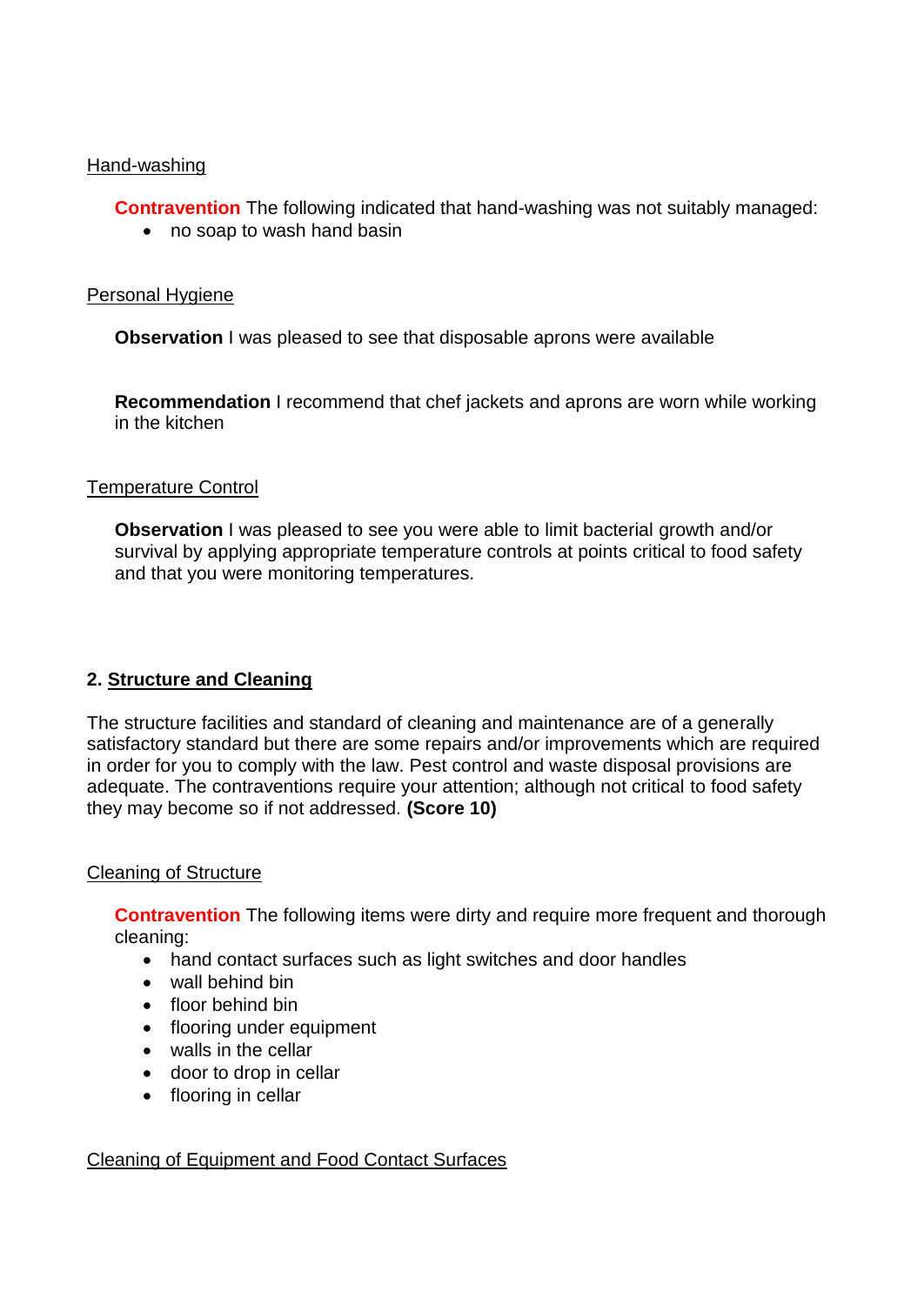Hand-washing

**Contravention** The following indicated that hand-washing was not suitably managed:

- no soap to wash hand basin

Personal Hygiene

**Observation** I was pleased to see that disposable aprons were available

**Recommendation** I recommend that chef jackets and aprons are worn while working in the kitchen

Temperature Control

**Observation** I was pleased to see you were able to limit bacterial growth and/or survival by applying appropriate temperature controls at points critical to food safety and that you were monitoring temperatures.

## 2. Structure and Cleaning

The structure facilities and standard of cleaning and maintenance are of a generally satisfactory standard but there are some repairs and/or improvements which are required in order for you to comply with the law. Pest control and waste disposal provisions are adequate. The contraventions require your attention; although not critical to food safety they may become so if not addressed. **(Score 10)**

Cleaning of Structure

**Contravention** The following items were dirty and require more frequent and thorough cleaning:

- hand contact surfaces such as light switches and door handles
- wall behind bin
- floor behind bin
- flooring under equipment
- walls in the cellar
- door to drop in cellar
- flooring in cellar

Cleaning of Equipment and Food Contact Surfaces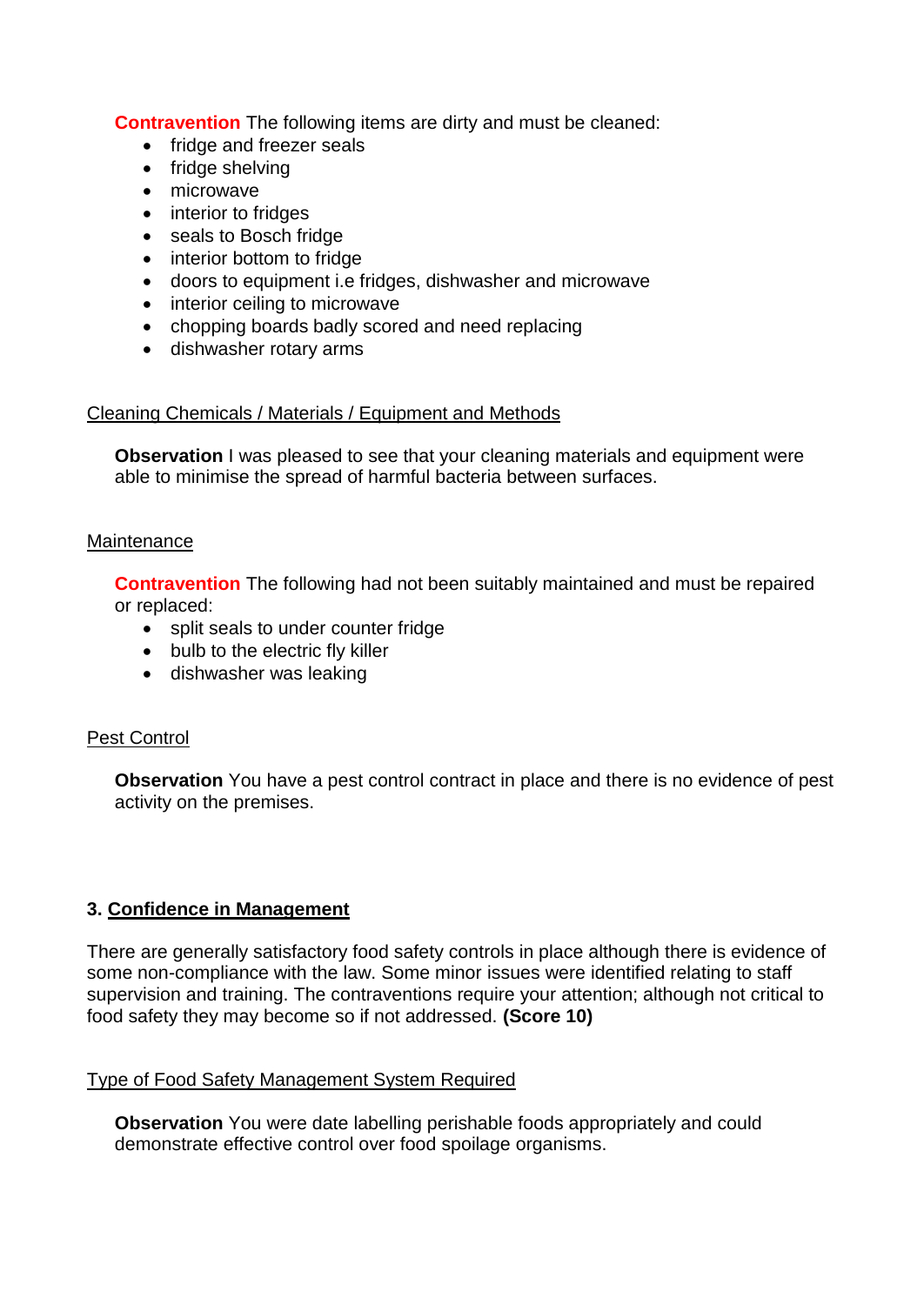**Contravention** The following items are dirty and must be cleaned:

- fridge and freezer seals
- fridge shelving
- microwave
- interior to fridges
- seals to Bosch fridge
- interior bottom to fridge
- doors to equipment i.e fridges, dishwasher and microwave
- interior ceiling to microwave
- chopping boards badly scored and need replacing
- dishwasher rotary arms

Cleaning Chemicals / Materials / Equipment and Methods

**Observation** I was pleased to see that your cleaning materials and equipment were able to minimise the spread of harmful bacteria between surfaces.

Maintenance

**Contravention** The following had not been suitably maintained and must be repaired or replaced:

- split seals to under counter fridge
- bulb to the electric fly killer
- dishwasher was leaking

Pest Control

**Observation** You have a pest control contract in place and there is no evidence of pest activity on the premises.

### 3. Confidence in Management

There are generally satisfactory food safety controls in place although there is evidence of some non-compliance with the law. Some minor issues were identified relating to staff supervision and training. The contraventions require your attention; although not critical to food safety they may become so if not addressed. **(Score 10)**

Type of Food Safety Management System Required

**Observation** You were date labelling perishable foods appropriately and could demonstrate effective control over food spoilage organisms.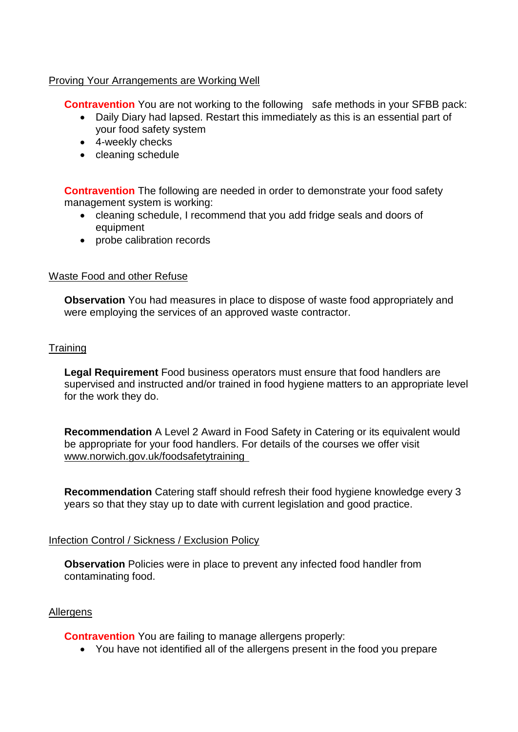## Proving Your Arrangements are Working Well

**Contravention** You are not working to the following safe methods in your SFBB pack:

- Daily Diary had lapsed. Restart this immediately as this is an essential part of your food safety system
- 4-weekly checks
- cleaning schedule

**Contravention** The following are needed in order to demonstrate your food safety management system is working:

- cleaning schedule, I recommend that you add fridge seals and doors of equipment
- probe calibration records

## Waste Food and other Refuse

**Observation** You had measures in place to dispose of waste food appropriately and were employing the services of an approved waste contractor.

## Training

**Legal Requirement** Food business operators must ensure that food handlers are supervised and instructed and/or trained in food hygiene matters to an appropriate level for the work they do.

**Recommendation** A Level 2 Award in Food Safety in Catering or its equivalent would be appropriate for your food handlers. For details of the courses we offer visit www.norwich.gov.uk/foodsafetytraining

**Recommendation** Catering staff should refresh their food hygiene knowledge every 3 years so that they stay up to date with current legislation and good practice.

## Infection Control / Sickness / Exclusion Policy

**Observation** Policies were in place to prevent any infected food handler from contaminating food.

## Allergens

**Contravention** You are failing to manage allergens properly:

- You have not identified all of the allergens present in the food you prepare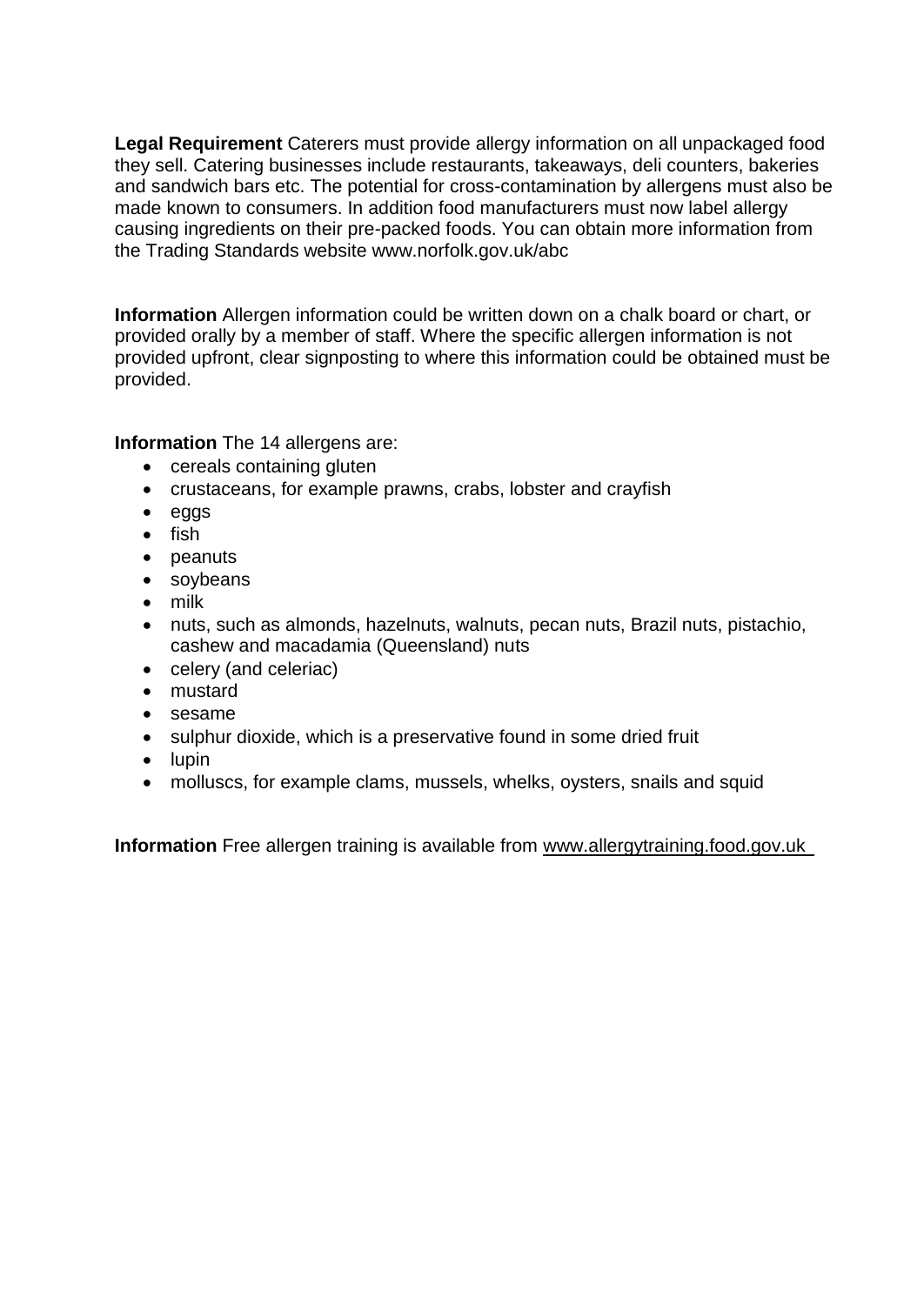**Legal Requirement** Caterers must provide allergy information on all unpackaged food they sell. Catering businesses include restaurants, takeaways, deli counters, bakeries and sandwich bars etc. The potential for cross-contamination by allergens must also be made known to consumers. In addition food manufacturers must now label allergy causing ingredients on their pre-packed foods. You can obtain more information from the Trading Standards website www.norfolk.gov.uk/abc

**Information** Allergen information could be written down on a chalk board or chart, or provided orally by a member of staff. Where the specific allergen information is not provided upfront, clear signposting to where this information could be obtained must be provided.

**Information** The 14 allergens are:

- cereals containing gluten
- crustaceans, for example prawns, crabs, lobster and crayfish
- eggs
- fish
- peanuts
- soybeans
- milk
- nuts, such as almonds, hazelnuts, walnuts, pecan nuts, Brazil nuts, pistachio, cashew and macadamia (Queensland) nuts
- celery (and celeriac)
- mustard
- sesame
- sulphur dioxide, which is a preservative found in some dried fruit
- lupin
- molluscs, for example clams, mussels, whelks, oysters, snails and squid

**Information** Free allergen training is available from www.allergytraining.food.gov.uk